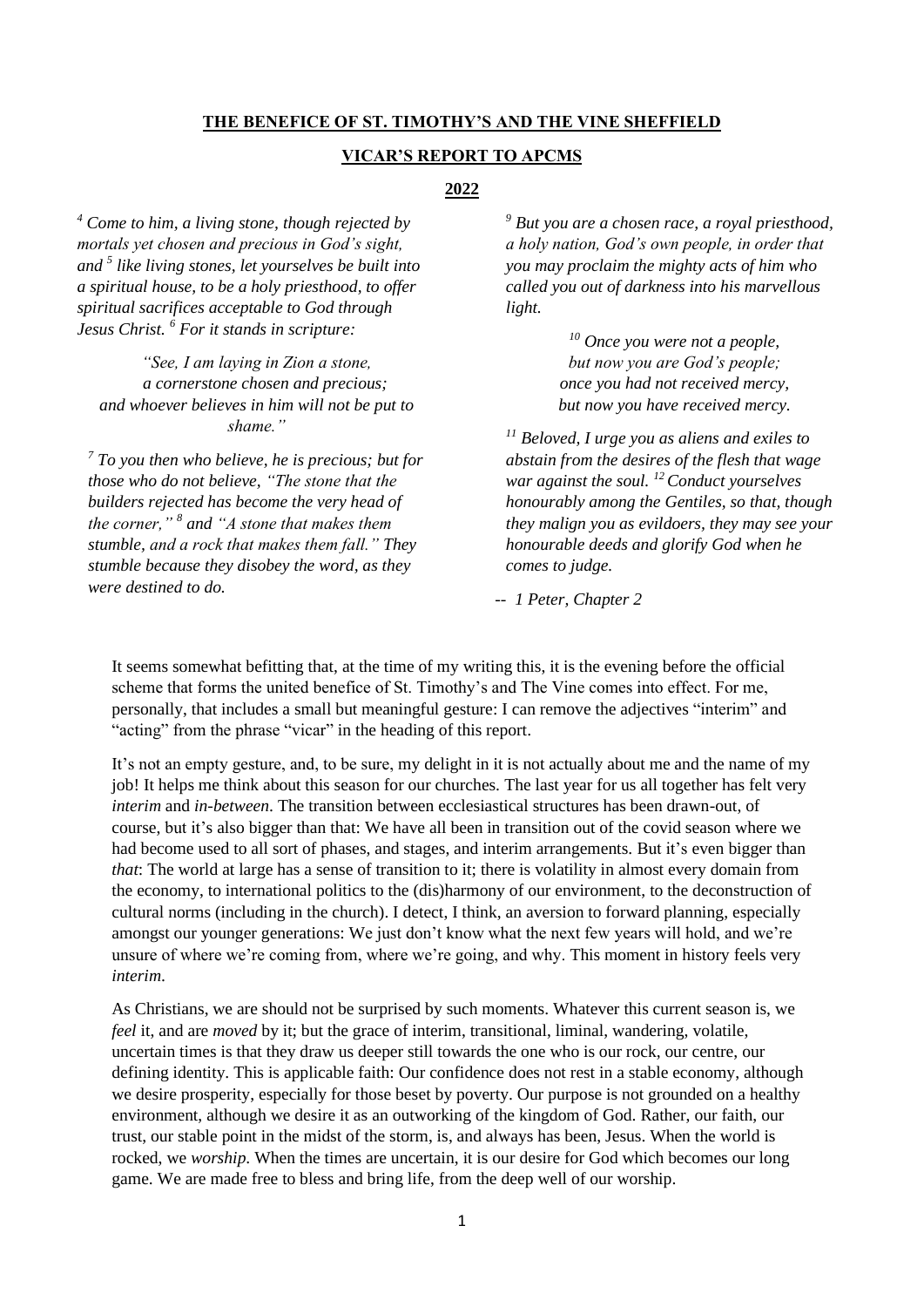**THE BENEFICE OF ST. TIMOTHY'S AND THE VINE SHEFFIELD**

**VICAR'S REPORT TO APCMS**

**2022**

*[4] Come to him, a living stone, though rejected by mortals yet chosen and precious in God's sight, and [5] like living stones, let yourselves be built into a spiritual house, to be a holy priesthood, to offer spiritual sacrifices acceptable to God through Jesus Christ. [6] For it stands in scripture:*

*"See, I am laying in Zion a stone,*
*a cornerstone chosen and precious;*
*and whoever believes in him will not be put to shame."*

*[7] To you then who believe, he is precious; but for those who do not believe, "The stone that the builders rejected has become the very head of the corner," [8] and "A stone that makes them stumble, and a rock that makes them fall." They stumble because they disobey the word, as they were destined to do.*

*[9] But you are a chosen race, a royal priesthood, a holy nation, God's own people, in order that you may proclaim the mighty acts of him who called you out of darkness into his marvellous light.*

*[10] Once you were not a people,*
*but now you are God's people;*
*once you had not received mercy,*
*but now you have received mercy.*

*[11] Beloved, I urge you as aliens and exiles to abstain from the desires of the flesh that wage war against the soul. [12] Conduct yourselves honourably among the Gentiles, so that, though they malign you as evildoers, they may see your honourable deeds and glorify God when he comes to judge.*

*-- 1 Peter, Chapter 2*

It seems somewhat befitting that, at the time of my writing this, it is the evening before the official scheme that forms the united benefice of St. Timothy's and The Vine comes into effect. For me, personally, that includes a small but meaningful gesture: I can remove the adjectives "interim" and "acting" from the phrase "vicar" in the heading of this report.

It's not an empty gesture, and, to be sure, my delight in it is not actually about me and the name of my job! It helps me think about this season for our churches. The last year for us all together has felt very *interim* and *in-between*. The transition between ecclesiastical structures has been drawn-out, of course, but it's also bigger than that: We have all been in transition out of the covid season where we had become used to all sort of phases, and stages, and interim arrangements. But it's even bigger than *that*: The world at large has a sense of transition to it; there is volatility in almost every domain from the economy, to international politics to the (dis)harmony of our environment, to the deconstruction of cultural norms (including in the church). I detect, I think, an aversion to forward planning, especially amongst our younger generations: We just don't know what the next few years will hold, and we're unsure of where we're coming from, where we're going, and why. This moment in history feels very *interim*.

As Christians, we are should not be surprised by such moments. Whatever this current season is, we *feel* it, and are *moved* by it; but the grace of interim, transitional, liminal, wandering, volatile, uncertain times is that they draw us deeper still towards the one who is our rock, our centre, our defining identity. This is applicable faith: Our confidence does not rest in a stable economy, although we desire prosperity, especially for those beset by poverty. Our purpose is not grounded on a healthy environment, although we desire it as an outworking of the kingdom of God. Rather, our faith, our trust, our stable point in the midst of the storm, is, and always has been, Jesus. When the world is rocked, we *worship*. When the times are uncertain, it is our desire for God which becomes our long game. We are made free to bless and bring life, from the deep well of our worship.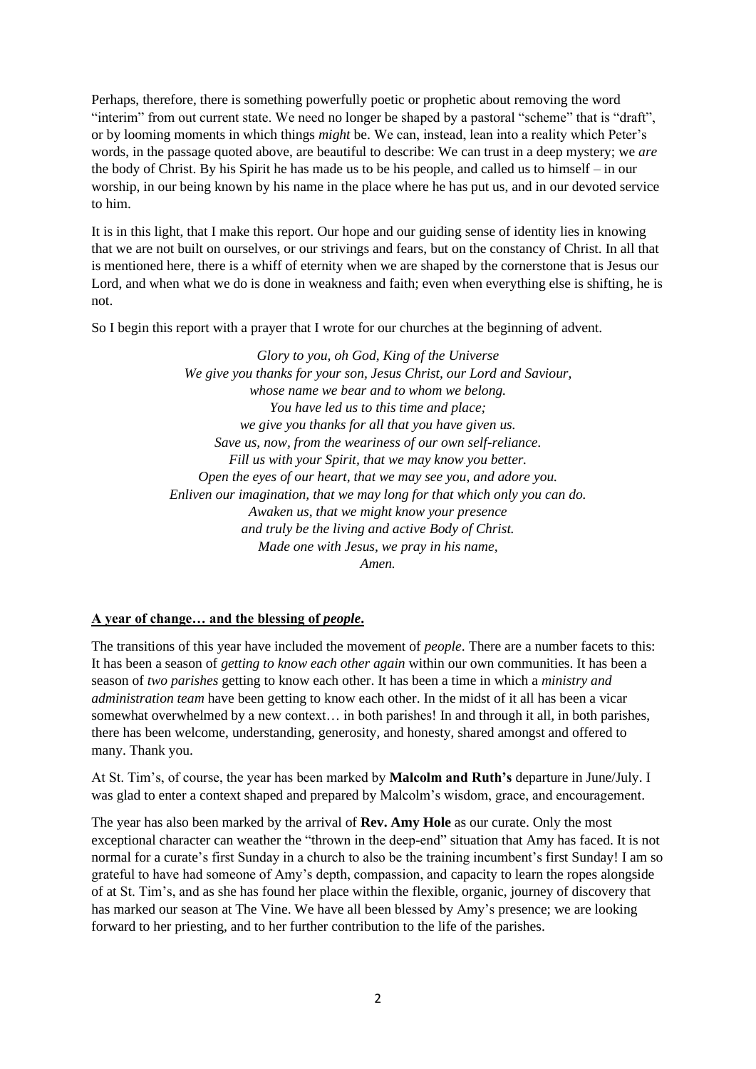Perhaps, therefore, there is something powerfully poetic or prophetic about removing the word "interim" from out current state. We need no longer be shaped by a pastoral "scheme" that is "draft", or by looming moments in which things *might* be. We can, instead, lean into a reality which Peter's words, in the passage quoted above, are beautiful to describe: We can trust in a deep mystery; we *are* the body of Christ. By his Spirit he has made us to be his people, and called us to himself – in our worship, in our being known by his name in the place where he has put us, and in our devoted service to him.

It is in this light, that I make this report. Our hope and our guiding sense of identity lies in knowing that we are not built on ourselves, or our strivings and fears, but on the constancy of Christ. In all that is mentioned here, there is a whiff of eternity when we are shaped by the cornerstone that is Jesus our Lord, and when what we do is done in weakness and faith; even when everything else is shifting, he is not.

So I begin this report with a prayer that I wrote for our churches at the beginning of advent.

*Glory to you, oh God, King of the Universe*
*We give you thanks for your son, Jesus Christ, our Lord and Saviour,*
*whose name we bear and to whom we belong.*
*You have led us to this time and place;*
*we give you thanks for all that you have given us.*
*Save us, now, from the weariness of our own self-reliance.*
*Fill us with your Spirit, that we may know you better.*
*Open the eyes of our heart, that we may see you, and adore you.*
*Enliven our imagination, that we may long for that which only you can do.*
*Awaken us, that we might know your presence*
*and truly be the living and active Body of Christ.*
*Made one with Jesus, we pray in his name,*
*Amen.*

## A year of change… and the blessing of *people*.

The transitions of this year have included the movement of *people*. There are a number facets to this: It has been a season of *getting to know each other again* within our own communities. It has been a season of *two parishes* getting to know each other. It has been a time in which a *ministry and administration team* have been getting to know each other. In the midst of it all has been a vicar somewhat overwhelmed by a new context… in both parishes! In and through it all, in both parishes, there has been welcome, understanding, generosity, and honesty, shared amongst and offered to many. Thank you.

At St. Tim's, of course, the year has been marked by **Malcolm and Ruth's** departure in June/July. I was glad to enter a context shaped and prepared by Malcolm's wisdom, grace, and encouragement.

The year has also been marked by the arrival of **Rev. Amy Hole** as our curate. Only the most exceptional character can weather the "thrown in the deep-end" situation that Amy has faced. It is not normal for a curate's first Sunday in a church to also be the training incumbent's first Sunday! I am so grateful to have had someone of Amy's depth, compassion, and capacity to learn the ropes alongside of at St. Tim's, and as she has found her place within the flexible, organic, journey of discovery that has marked our season at The Vine. We have all been blessed by Amy's presence; we are looking forward to her priesting, and to her further contribution to the life of the parishes.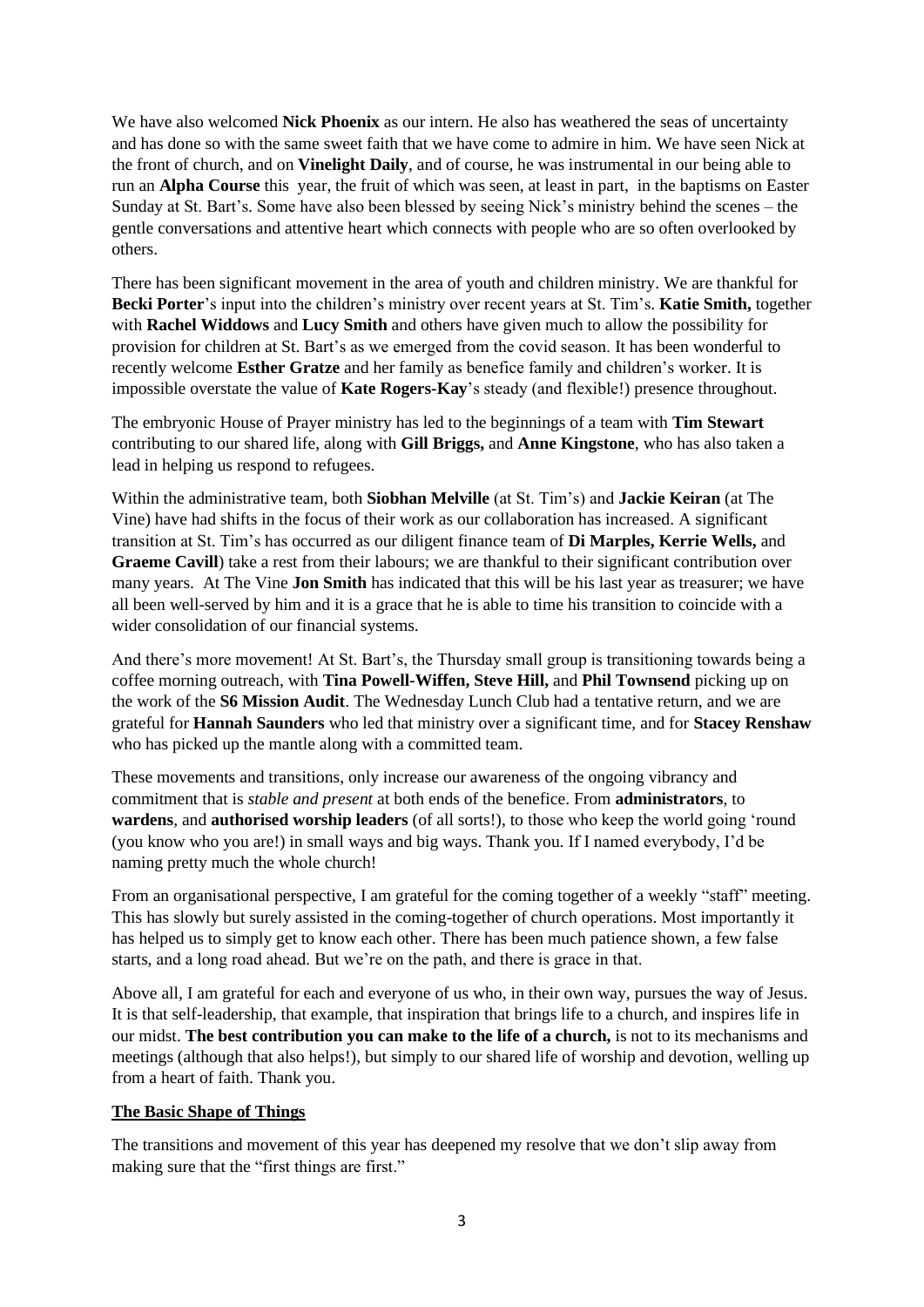We have also welcomed **Nick Phoenix** as our intern. He also has weathered the seas of uncertainty and has done so with the same sweet faith that we have come to admire in him. We have seen Nick at the front of church, and on **Vinelight Daily**, and of course, he was instrumental in our being able to run an **Alpha Course** this year, the fruit of which was seen, at least in part, in the baptisms on Easter Sunday at St. Bart's. Some have also been blessed by seeing Nick's ministry behind the scenes – the gentle conversations and attentive heart which connects with people who are so often overlooked by others.

There has been significant movement in the area of youth and children ministry. We are thankful for **Becki Porter**'s input into the children's ministry over recent years at St. Tim's. **Katie Smith,** together with **Rachel Widdows** and **Lucy Smith** and others have given much to allow the possibility for provision for children at St. Bart's as we emerged from the covid season. It has been wonderful to recently welcome **Esther Gratze** and her family as benefice family and children's worker. It is impossible overstate the value of **Kate Rogers-Kay**'s steady (and flexible!) presence throughout.

The embryonic House of Prayer ministry has led to the beginnings of a team with **Tim Stewart** contributing to our shared life, along with **Gill Briggs,** and **Anne Kingstone**, who has also taken a lead in helping us respond to refugees.

Within the administrative team, both **Siobhan Melville** (at St. Tim's) and **Jackie Keiran** (at The Vine) have had shifts in the focus of their work as our collaboration has increased. A significant transition at St. Tim's has occurred as our diligent finance team of **Di Marples, Kerrie Wells,** and **Graeme Cavill**) take a rest from their labours; we are thankful to their significant contribution over many years. At The Vine **Jon Smith** has indicated that this will be his last year as treasurer; we have all been well-served by him and it is a grace that he is able to time his transition to coincide with a wider consolidation of our financial systems.

And there's more movement! At St. Bart's, the Thursday small group is transitioning towards being a coffee morning outreach, with **Tina Powell-Wiffen, Steve Hill,** and **Phil Townsend** picking up on the work of the **S6 Mission Audit**. The Wednesday Lunch Club had a tentative return, and we are grateful for **Hannah Saunders** who led that ministry over a significant time, and for **Stacey Renshaw** who has picked up the mantle along with a committed team.

These movements and transitions, only increase our awareness of the ongoing vibrancy and commitment that is *stable and present* at both ends of the benefice. From **administrators**, to **wardens**, and **authorised worship leaders** (of all sorts!), to those who keep the world going 'round (you know who you are!) in small ways and big ways. Thank you. If I named everybody, I'd be naming pretty much the whole church!

From an organisational perspective, I am grateful for the coming together of a weekly "staff" meeting. This has slowly but surely assisted in the coming-together of church operations. Most importantly it has helped us to simply get to know each other. There has been much patience shown, a few false starts, and a long road ahead. But we're on the path, and there is grace in that.

Above all, I am grateful for each and everyone of us who, in their own way, pursues the way of Jesus. It is that self-leadership, that example, that inspiration that brings life to a church, and inspires life in our midst. **The best contribution you can make to the life of a church,** is not to its mechanisms and meetings (although that also helps!), but simply to our shared life of worship and devotion, welling up from a heart of faith. Thank you.

## The Basic Shape of Things

The transitions and movement of this year has deepened my resolve that we don't slip away from making sure that the "first things are first."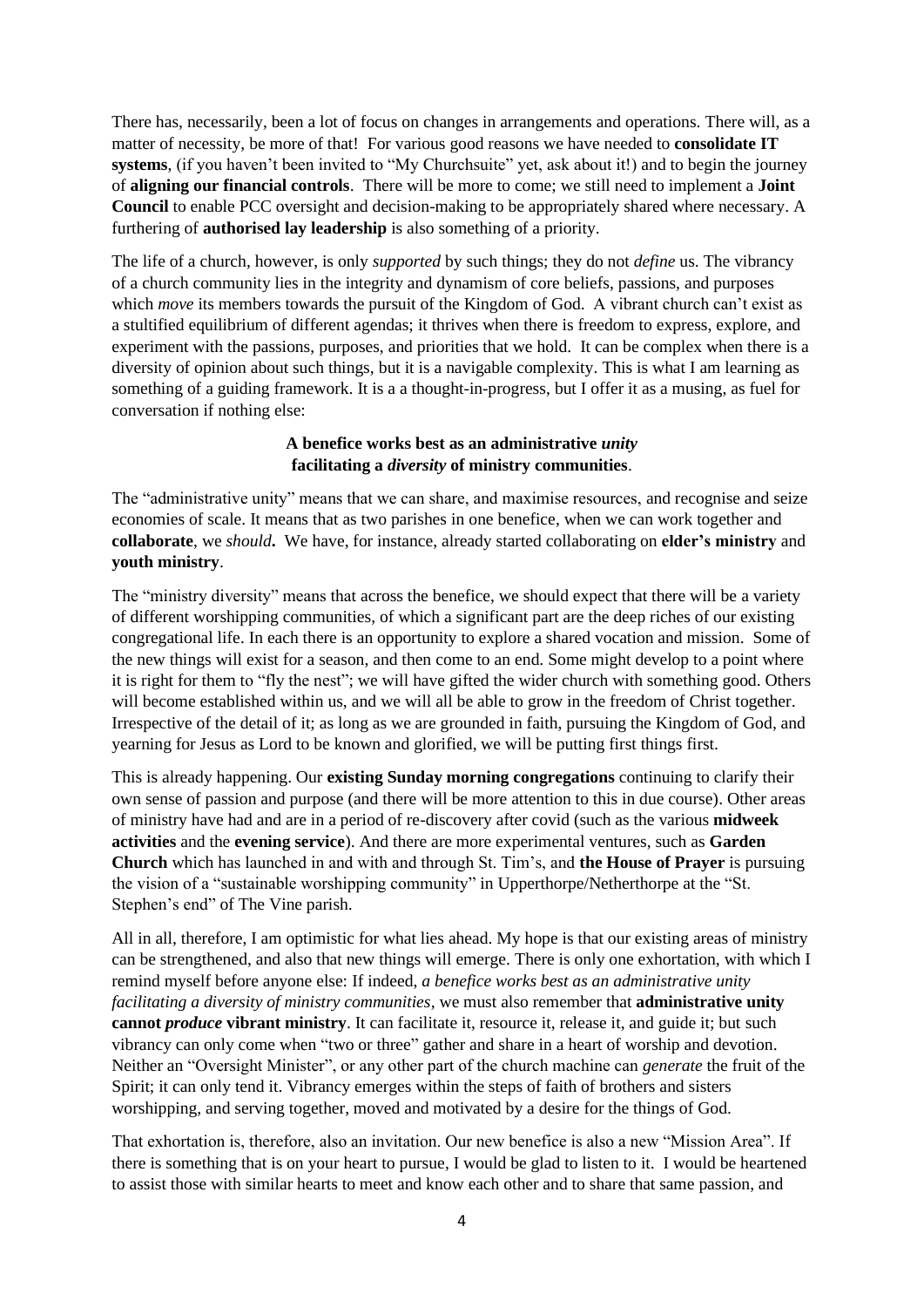There has, necessarily, been a lot of focus on changes in arrangements and operations. There will, as a matter of necessity, be more of that! For various good reasons we have needed to **consolidate IT systems**, (if you haven't been invited to "My Churchsuite" yet, ask about it!) and to begin the journey of **aligning our financial controls**. There will be more to come; we still need to implement a **Joint Council** to enable PCC oversight and decision-making to be appropriately shared where necessary. A furthering of **authorised lay leadership** is also something of a priority.

The life of a church, however, is only *supported* by such things; they do not *define* us. The vibrancy of a church community lies in the integrity and dynamism of core beliefs, passions, and purposes which *move* its members towards the pursuit of the Kingdom of God. A vibrant church can't exist as a stultified equilibrium of different agendas; it thrives when there is freedom to express, explore, and experiment with the passions, purposes, and priorities that we hold. It can be complex when there is a diversity of opinion about such things, but it is a navigable complexity. This is what I am learning as something of a guiding framework. It is a a thought-in-progress, but I offer it as a musing, as fuel for conversation if nothing else:

**A benefice works best as an administrative *unity* facilitating a *diversity* of ministry communities**.

The "administrative unity" means that we can share, and maximise resources, and recognise and seize economies of scale. It means that as two parishes in one benefice, when we can work together and **collaborate**, we ***should.*** We have, for instance, already started collaborating on **elder's ministry** and **youth ministry**.

The "ministry diversity" means that across the benefice, we should expect that there will be a variety of different worshipping communities, of which a significant part are the deep riches of our existing congregational life. In each there is an opportunity to explore a shared vocation and mission. Some of the new things will exist for a season, and then come to an end. Some might develop to a point where it is right for them to "fly the nest"; we will have gifted the wider church with something good. Others will become established within us, and we will all be able to grow in the freedom of Christ together. Irrespective of the detail of it; as long as we are grounded in faith, pursuing the Kingdom of God, and yearning for Jesus as Lord to be known and glorified, we will be putting first things first.

This is already happening. Our **existing Sunday morning congregations** continuing to clarify their own sense of passion and purpose (and there will be more attention to this in due course). Other areas of ministry have had and are in a period of re-discovery after covid (such as the various **midweek activities** and the **evening service**). And there are more experimental ventures, such as **Garden Church** which has launched in and with and through St. Tim's, and **the House of Prayer** is pursuing the vision of a "sustainable worshipping community" in Upperthorpe/Netherthorpe at the "St. Stephen's end" of The Vine parish.

All in all, therefore, I am optimistic for what lies ahead. My hope is that our existing areas of ministry can be strengthened, and also that new things will emerge. There is only one exhortation, with which I remind myself before anyone else: If indeed, *a benefice works best as an administrative unity facilitating a diversity of ministry communities*, we must also remember that **administrative unity cannot *produce* vibrant ministry**. It can facilitate it, resource it, release it, and guide it; but such vibrancy can only come when "two or three" gather and share in a heart of worship and devotion. Neither an "Oversight Minister", or any other part of the church machine can *generate* the fruit of the Spirit; it can only tend it. Vibrancy emerges within the steps of faith of brothers and sisters worshipping, and serving together, moved and motivated by a desire for the things of God.

That exhortation is, therefore, also an invitation. Our new benefice is also a new "Mission Area". If there is something that is on your heart to pursue, I would be glad to listen to it. I would be heartened to assist those with similar hearts to meet and know each other and to share that same passion, and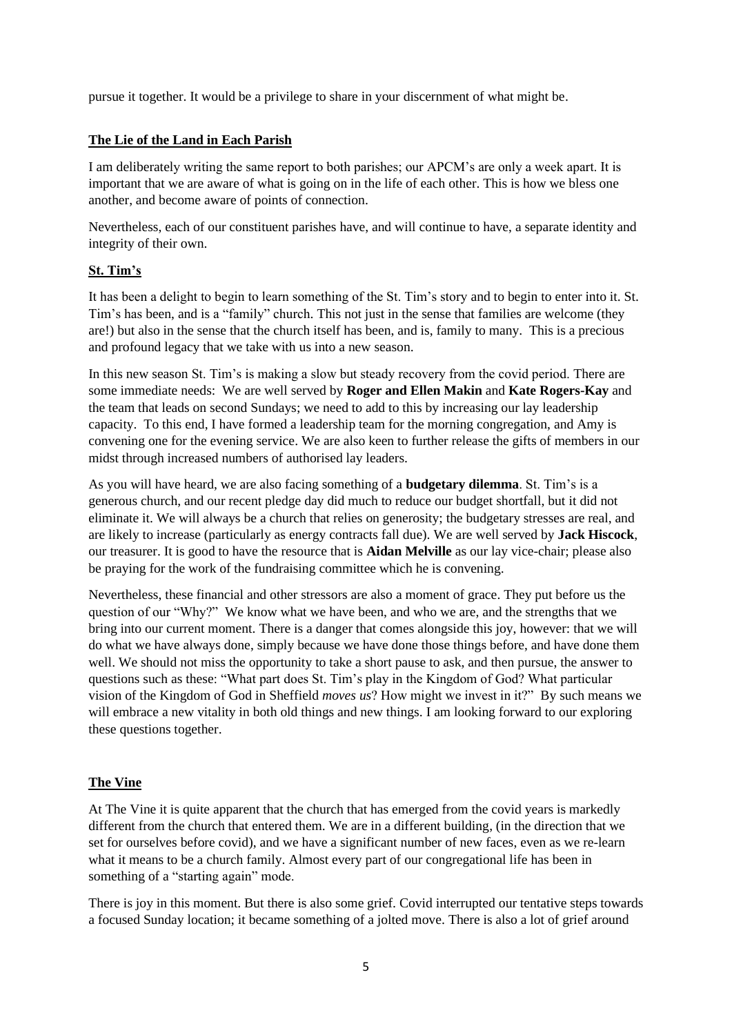pursue it together. It would be a privilege to share in your discernment of what might be.

## **The Lie of the Land in Each Parish**

I am deliberately writing the same report to both parishes; our APCM's are only a week apart. It is important that we are aware of what is going on in the life of each other. This is how we bless one another, and become aware of points of connection.

Nevertheless, each of our constituent parishes have, and will continue to have, a separate identity and integrity of their own.

### **St. Tim's**

It has been a delight to begin to learn something of the St. Tim's story and to begin to enter into it. St. Tim's has been, and is a "family" church. This not just in the sense that families are welcome (they are!) but also in the sense that the church itself has been, and is, family to many. This is a precious and profound legacy that we take with us into a new season.

In this new season St. Tim's is making a slow but steady recovery from the covid period. There are some immediate needs: We are well served by **Roger and Ellen Makin** and **Kate Rogers-Kay** and the team that leads on second Sundays; we need to add to this by increasing our lay leadership capacity. To this end, I have formed a leadership team for the morning congregation, and Amy is convening one for the evening service. We are also keen to further release the gifts of members in our midst through increased numbers of authorised lay leaders.

As you will have heard, we are also facing something of a **budgetary dilemma**. St. Tim's is a generous church, and our recent pledge day did much to reduce our budget shortfall, but it did not eliminate it. We will always be a church that relies on generosity; the budgetary stresses are real, and are likely to increase (particularly as energy contracts fall due). We are well served by **Jack Hiscock**, our treasurer. It is good to have the resource that is **Aidan Melville** as our lay vice-chair; please also be praying for the work of the fundraising committee which he is convening.

Nevertheless, these financial and other stressors are also a moment of grace. They put before us the question of our "Why?" We know what we have been, and who we are, and the strengths that we bring into our current moment. There is a danger that comes alongside this joy, however: that we will do what we have always done, simply because we have done those things before, and have done them well. We should not miss the opportunity to take a short pause to ask, and then pursue, the answer to questions such as these: "What part does St. Tim's play in the Kingdom of God? What particular vision of the Kingdom of God in Sheffield *moves us*? How might we invest in it?" By such means we will embrace a new vitality in both old things and new things. I am looking forward to our exploring these questions together.

### **The Vine**

At The Vine it is quite apparent that the church that has emerged from the covid years is markedly different from the church that entered them. We are in a different building, (in the direction that we set for ourselves before covid), and we have a significant number of new faces, even as we re-learn what it means to be a church family. Almost every part of our congregational life has been in something of a "starting again" mode.

There is joy in this moment. But there is also some grief. Covid interrupted our tentative steps towards a focused Sunday location; it became something of a jolted move. There is also a lot of grief around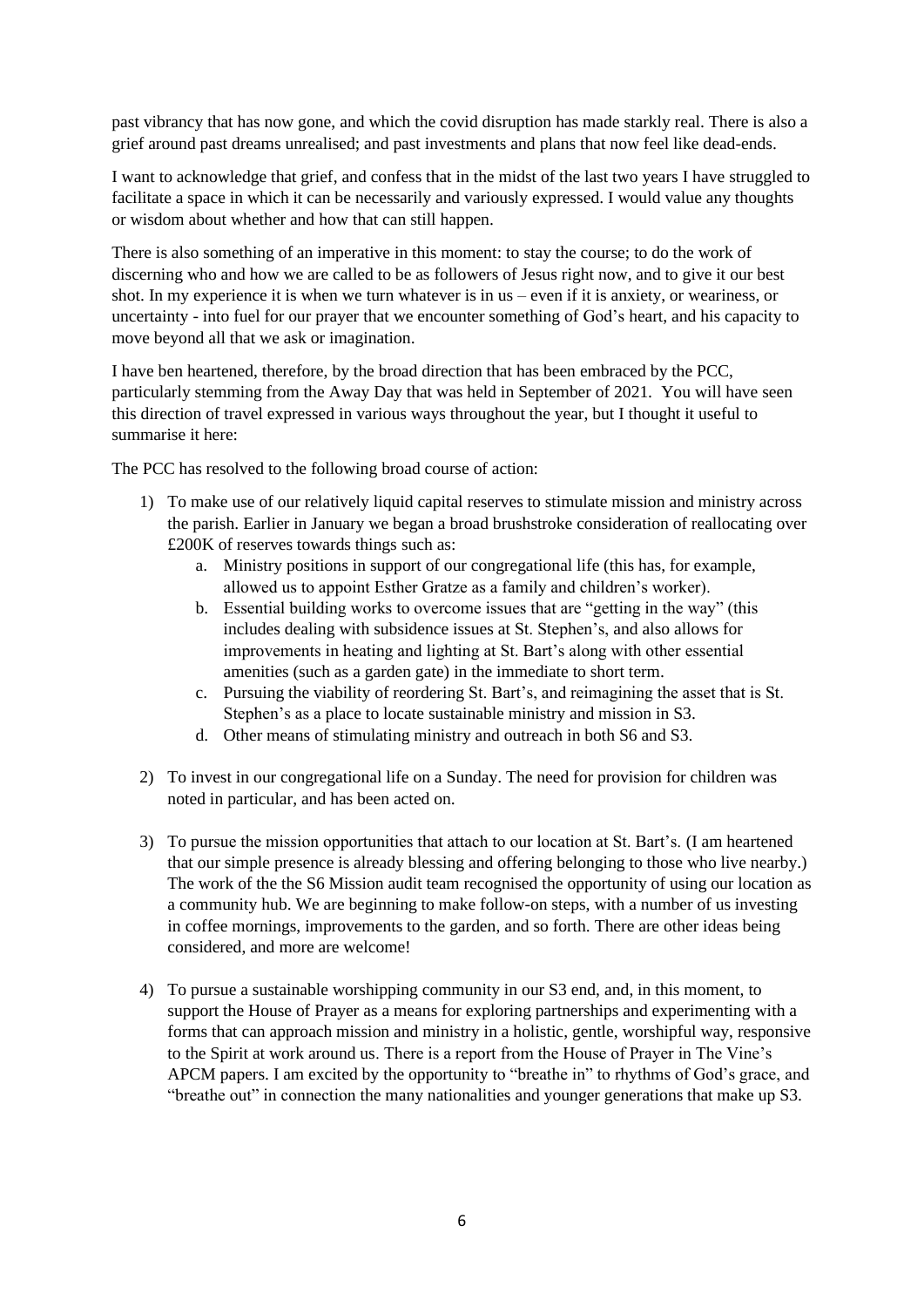past vibrancy that has now gone, and which the covid disruption has made starkly real. There is also a grief around past dreams unrealised; and past investments and plans that now feel like dead-ends.

I want to acknowledge that grief, and confess that in the midst of the last two years I have struggled to facilitate a space in which it can be necessarily and variously expressed. I would value any thoughts or wisdom about whether and how that can still happen.

There is also something of an imperative in this moment: to stay the course; to do the work of discerning who and how we are called to be as followers of Jesus right now, and to give it our best shot. In my experience it is when we turn whatever is in us – even if it is anxiety, or weariness, or uncertainty - into fuel for our prayer that we encounter something of God's heart, and his capacity to move beyond all that we ask or imagination.

I have ben heartened, therefore, by the broad direction that has been embraced by the PCC, particularly stemming from the Away Day that was held in September of 2021. You will have seen this direction of travel expressed in various ways throughout the year, but I thought it useful to summarise it here:

The PCC has resolved to the following broad course of action:

1) To make use of our relatively liquid capital reserves to stimulate mission and ministry across the parish. Earlier in January we began a broad brushstroke consideration of reallocating over £200K of reserves towards things such as:
   a. Ministry positions in support of our congregational life (this has, for example, allowed us to appoint Esther Gratze as a family and children's worker).
   b. Essential building works to overcome issues that are "getting in the way" (this includes dealing with subsidence issues at St. Stephen's, and also allows for improvements in heating and lighting at St. Bart's along with other essential amenities (such as a garden gate) in the immediate to short term.
   c. Pursuing the viability of reordering St. Bart's, and reimagining the asset that is St. Stephen's as a place to locate sustainable ministry and mission in S3.
   d. Other means of stimulating ministry and outreach in both S6 and S3.

2) To invest in our congregational life on a Sunday. The need for provision for children was noted in particular, and has been acted on.

3) To pursue the mission opportunities that attach to our location at St. Bart's. (I am heartened that our simple presence is already blessing and offering belonging to those who live nearby.) The work of the the S6 Mission audit team recognised the opportunity of using our location as a community hub. We are beginning to make follow-on steps, with a number of us investing in coffee mornings, improvements to the garden, and so forth. There are other ideas being considered, and more are welcome!

4) To pursue a sustainable worshipping community in our S3 end, and, in this moment, to support the House of Prayer as a means for exploring partnerships and experimenting with a forms that can approach mission and ministry in a holistic, gentle, worshipful way, responsive to the Spirit at work around us. There is a report from the House of Prayer in The Vine's APCM papers. I am excited by the opportunity to "breathe in" to rhythms of God's grace, and "breathe out" in connection the many nationalities and younger generations that make up S3.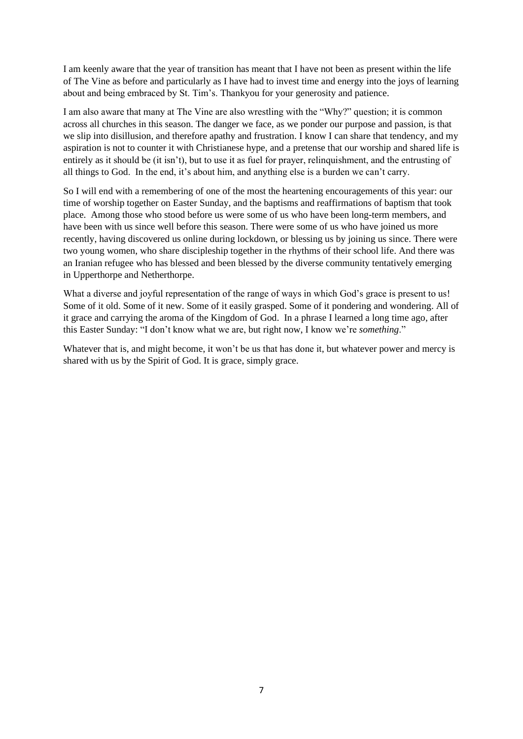I am keenly aware that the year of transition has meant that I have not been as present within the life of The Vine as before and particularly as I have had to invest time and energy into the joys of learning about and being embraced by St. Tim's. Thankyou for your generosity and patience.

I am also aware that many at The Vine are also wrestling with the "Why?" question; it is common across all churches in this season. The danger we face, as we ponder our purpose and passion, is that we slip into disillusion, and therefore apathy and frustration. I know I can share that tendency, and my aspiration is not to counter it with Christianese hype, and a pretense that our worship and shared life is entirely as it should be (it isn't), but to use it as fuel for prayer, relinquishment, and the entrusting of all things to God. In the end, it's about him, and anything else is a burden we can't carry.

So I will end with a remembering of one of the most the heartening encouragements of this year: our time of worship together on Easter Sunday, and the baptisms and reaffirmations of baptism that took place. Among those who stood before us were some of us who have been long-term members, and have been with us since well before this season. There were some of us who have joined us more recently, having discovered us online during lockdown, or blessing us by joining us since. There were two young women, who share discipleship together in the rhythms of their school life. And there was an Iranian refugee who has blessed and been blessed by the diverse community tentatively emerging in Upperthorpe and Netherthorpe.

What a diverse and joyful representation of the range of ways in which God's grace is present to us! Some of it old. Some of it new. Some of it easily grasped. Some of it pondering and wondering. All of it grace and carrying the aroma of the Kingdom of God. In a phrase I learned a long time ago, after this Easter Sunday: "I don't know what we are, but right now, I know we're *something*."

Whatever that is, and might become, it won't be us that has done it, but whatever power and mercy is shared with us by the Spirit of God. It is grace, simply grace.